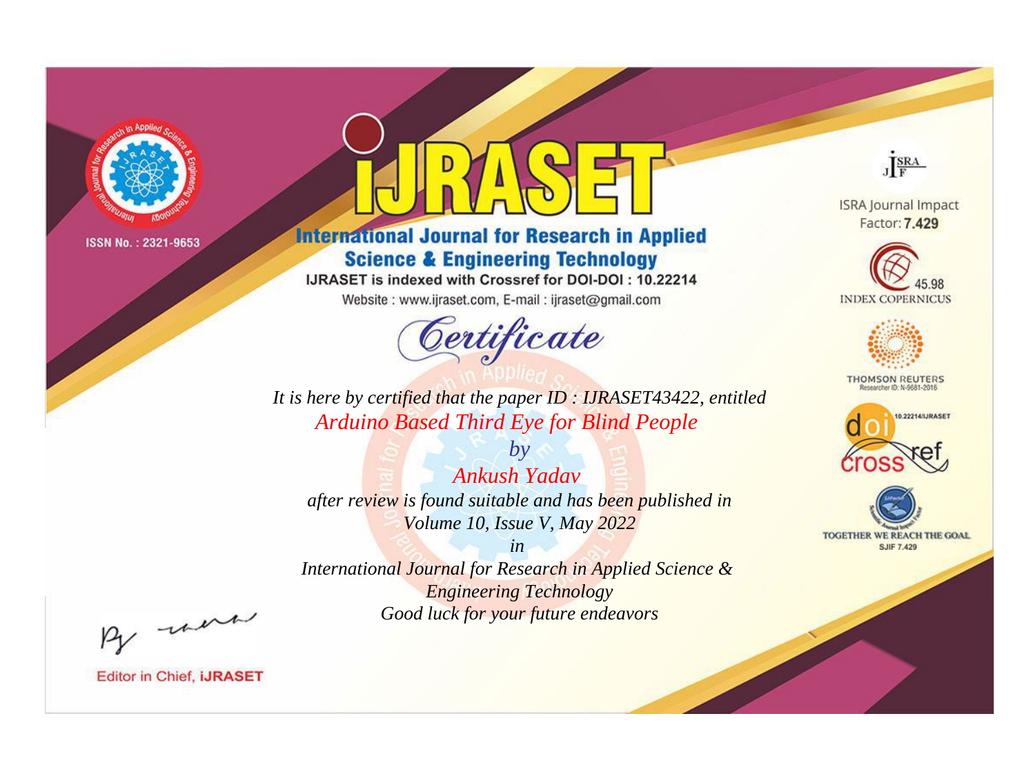ISSN No. : 2321-9653

# IJRASET

## International Journal for Research in Applied Science & Engineering Technology

IJRASET is indexed with Crossref for DOI-DOI : 10.22214

Website : www.ijraset.com, E-mail : ijraset@gmail.com

ISRA Journal Impact Factor: **7.429**

45.98 INDEX COPERNICUS

THOMSON REUTERS Researcher ID: N-9681-2016

10.22214/IJRASET

TOGETHER WE REACH THE GOAL SJIF 7.429

# *Certificate*

*It is here by certified that the paper ID : IJRASET43422, entitled*

*Arduino Based Third Eye for Blind People*

*by*

*Ankush Yadav*

*after review is found suitable and has been published in*

*Volume 10, Issue V, May 2022*

*in*

*International Journal for Research in Applied Science & Engineering Technology*

*Good luck for your future endeavors*

Editor in Chief, **IJRASET**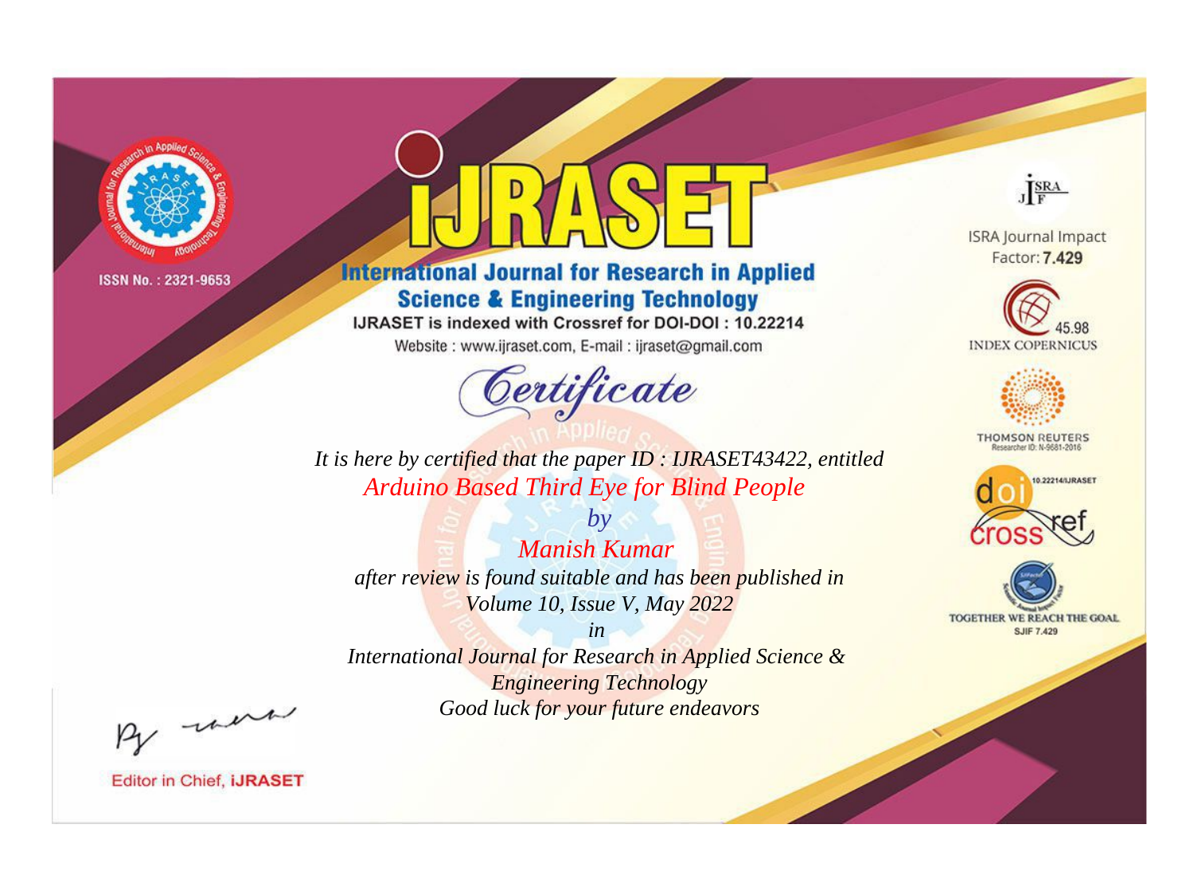ISSN No. : 2321-9653

# IJRASET

## International Journal for Research in Applied Science & Engineering Technology

IJRASET is indexed with Crossref for DOI-DOI : 10.22214

Website : www.ijraset.com, E-mail : ijraset@gmail.com

*Certificate*

*It is here by certified that the paper ID : IJRASET43422, entitled*

*Arduino Based Third Eye for Blind People*

*by*

*Manish Kumar*

*after review is found suitable and has been published in*

*Volume 10, Issue V, May 2022*

*in*

*International Journal for Research in Applied Science & Engineering Technology*

*Good luck for your future endeavors*

ISRA Journal Impact Factor: **7.429**

45.98 INDEX COPERNICUS

THOMSON REUTERS Researcher ID: N-9681-2016

10.22214/IJRASET

TOGETHER WE REACH THE GOAL SJIF 7.429

Editor in Chief, **iJRASET**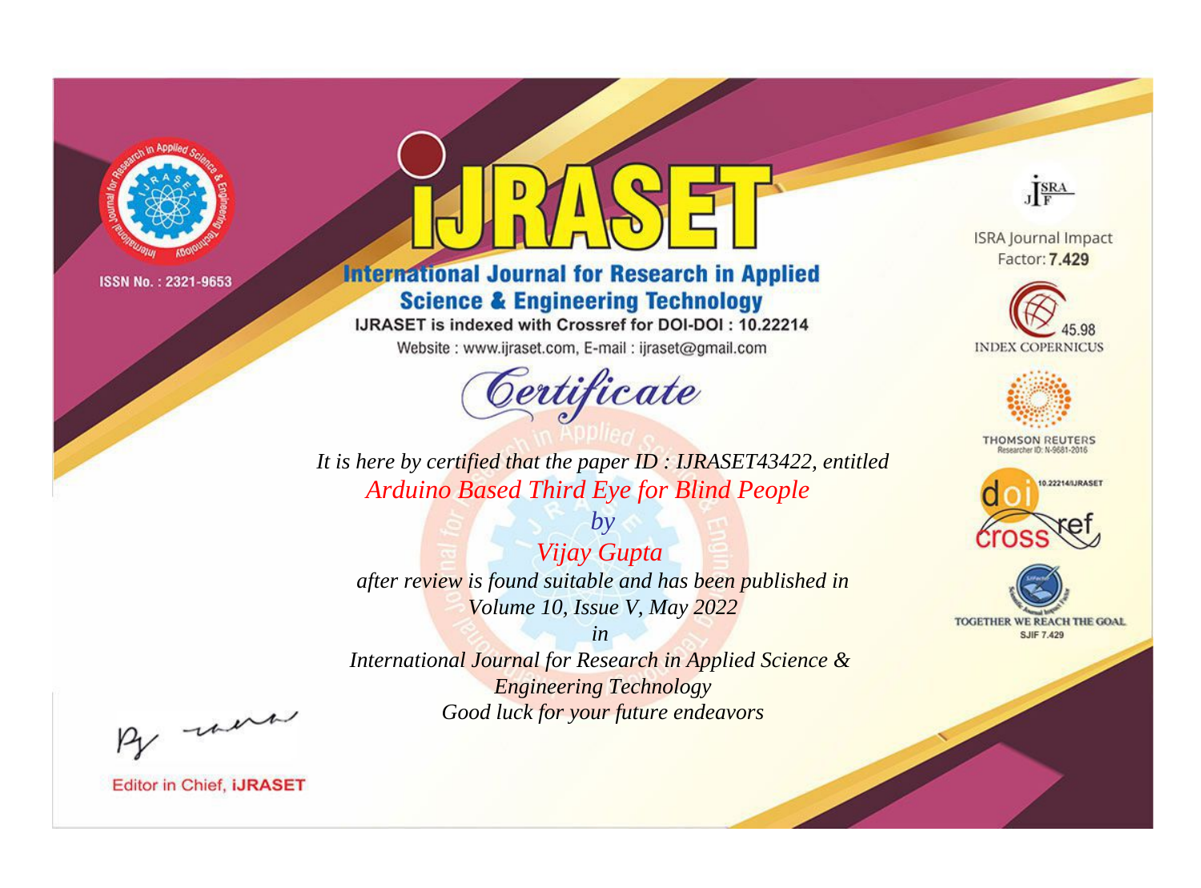ISSN No. : 2321-9653

# iJRASET

## International Journal for Research in Applied Science & Engineering Technology

IJRASET is indexed with Crossref for DOI-DOI : 10.22214

Website : www.ijraset.com, E-mail : ijraset@gmail.com

ISRA Journal Impact Factor: **7.429**

45.98 INDEX COPERNICUS

THOMSON REUTERS Researcher ID: N-9681-2016

10.22214/IJRASET

TOGETHER WE REACH THE GOAL SJIF 7.429

*Certificate*

*It is here by certified that the paper ID : IJRASET43422, entitled*

*Arduino Based Third Eye for Blind People*

*by*

*Vijay Gupta*

*after review is found suitable and has been published in*

*Volume 10, Issue V, May 2022*

*in*

*International Journal for Research in Applied Science & Engineering Technology*

*Good luck for your future endeavors*

Editor in Chief, **iJRASET**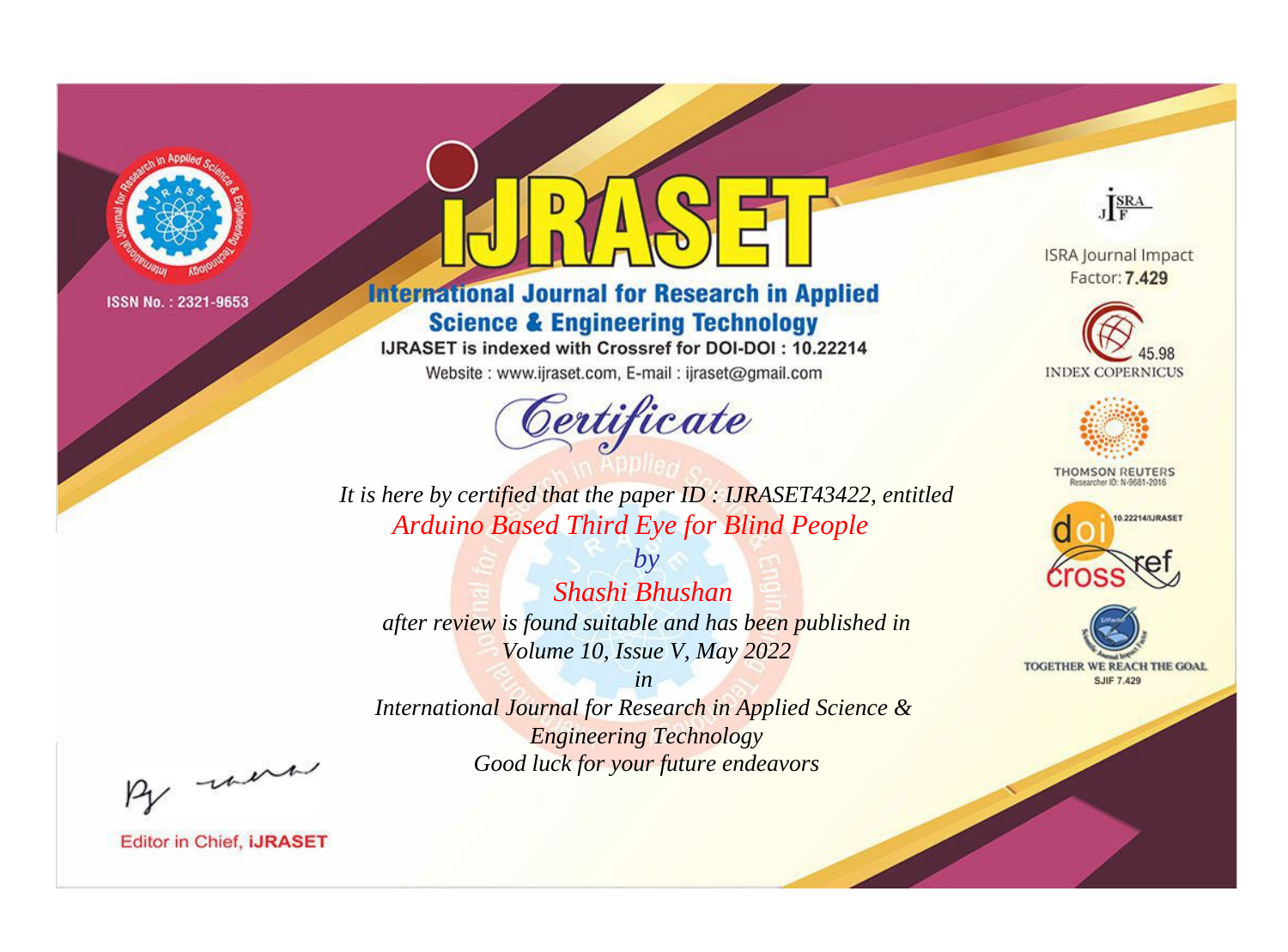ISSN No. : 2321-9653

# iJRASET

## International Journal for Research in Applied Science & Engineering Technology

IJRASET is indexed with Crossref for DOI-DOI : 10.22214

Website : www.ijraset.com, E-mail : ijraset@gmail.com

ISRA Journal Impact Factor: **7.429**

45.98 INDEX COPERNICUS

THOMSON REUTERS Researcher ID: N-9681-2016

10.22214/IJRASET

TOGETHER WE REACH THE GOAL SJIF 7.429

*Certificate*

*It is here by certified that the paper ID : IJRASET43422, entitled*

*Arduino Based Third Eye for Blind People*

*by*

*Shashi Bhushan*

*after review is found suitable and has been published in*

*Volume 10, Issue V, May 2022*

*in*

*International Journal for Research in Applied Science & Engineering Technology*

*Good luck for your future endeavors*

Editor in Chief, **iJRASET**